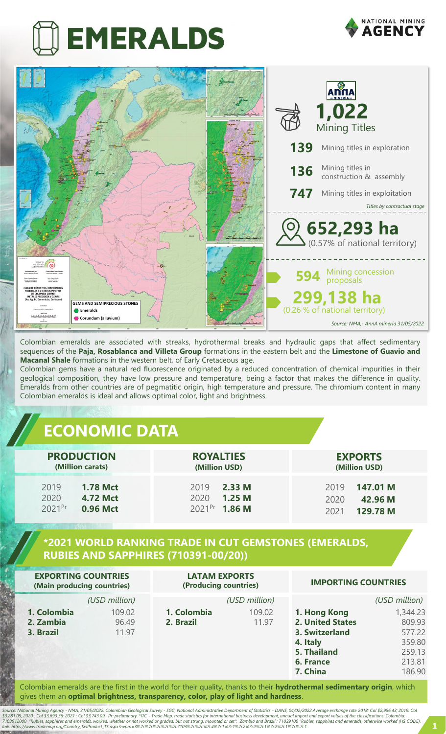# EMERALDS

NATIONAL MINING AGENCY

**1,022** Mining Titles

- **139** Mining titles in exploration
- **136** Mining titles in construction & assembly
- **747** Mining titles in exploitation

*Titles by contractual stage*

**652,293 ha** (0.57% of national territory)

**594** Mining concession proposals

**299,138 ha** (0.26 % of national territory)

*Source: NMA,- AnnA mineria 31/05/2022*

GEMS AND SEMIPRECIOUS STONES
- Emeralds
- Corundum (alluvium)

Colombian emeralds are associated with streaks, hydrothermal breaks and hydraulic gaps that affect sedimentary sequences of the **Paja, Rosablanca and Villeta Group** formations in the eastern belt and the **Limestone of Guavio and Macanal Shale** formations in the western belt, of Early Cretaceous age.

Colombian gems have a natural red fluorescence originated by a reduced concentration of chemical impurities in their geological composition, they have low pressure and temperature, being a factor that makes the difference in quality. Emeralds from other countries are of pegmatitic origin, high temperature and pressure. The chromium content in many Colombian emeralds is ideal and allows optimal color, light and brightness.

## ECONOMIC DATA

| PRODUCTION (Million carats) | | ROYALTIES (Million USD) | | EXPORTS (Million USD) | |
|---|---|---|---|---|---|
| 2019 | **1.78 Mct** | 2019 | **2.33 M** | 2019 | **147.01 M** |
| 2020 | **4.72 Mct** | 2020 | **1.25 M** | 2020 | **42.96 M** |
| 2021Pr | **0.96 Mct** | 2021Pr | **1.86 M** | 2021 | **129.78 M** |

## *2021 WORLD RANKING TRADE IN CUT GEMSTONES (EMERALDS, RUBIES AND SAPPHIRES (710391-00/20))

| EXPORTING COUNTRIES (Main producing countries) | (USD million) | LATAM EXPORTS (Producing countries) | (USD million) | IMPORTING COUNTRIES | (USD million) |
|---|---|---|---|---|---|
| **1. Colombia** | 109.02 | **1. Colombia** | 109.02 | **1. Hong Kong** | 1,344.23 |
| **2. Zambia** | 96.49 | **2. Brazil** | 11.97 | **2. United States** | 809.93 |
| **3. Brazil** | 11.97 | | | **3. Switzerland** | 577.22 |
| | | | | **4. Italy** | 359.80 |
| | | | | **5. Thailand** | 259.13 |
| | | | | **6. France** | 213.81 |
| | | | | **7. China** | 186.90 |

Colombian emeralds are the first in the world for their quality, thanks to their **hydrothermal sedimentary origin**, which gives them an **optimal brightness, transparency, color, play of light and hardness**.

*Source: National Mining Agency - NMA, 31/05/2022. Colombian Geological Survey - SGC, National Administrative Department of Statistics - DANE, 04/02/2022.Average exchange rate 2018: Col $2,956.43; 2019: Col $3,281.09; 2020 : Col $3,693.36; 2021 : Col $3,743.09. Pr: preliminary. *ITC - Trade Map, trade statistics for international business development, annual import and export values of the classifications: Colombia: 7103912000 "Rubies, sapphires and emeralds, worked, whether or not worked or graded, but not strung, mounted or set"; Zambia and Brazil : 71039100 "Rubies, sapphires and emeralds, otherwise worked (HS CODE). link: https://www.trademap.org/Country_SelProduct_TS.aspx?nvpm=3%7c%7c%7c%7c%7c7103%7c%7c%7c4%7c1%7c1%7c2%7c2%7c1%7c2%7c1%7c%7c1.*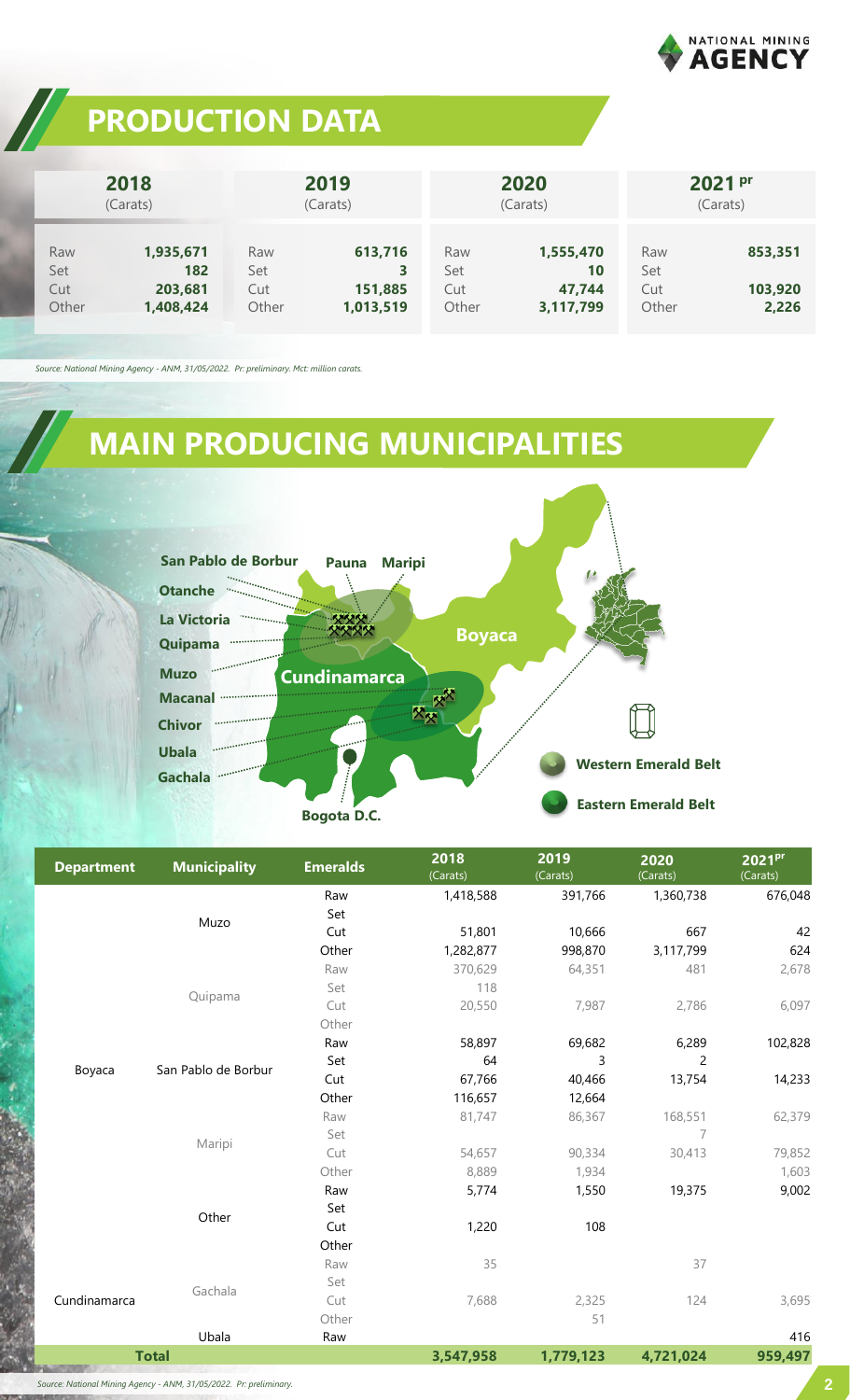## PRODUCTION DATA

| 2018 (Carats) | | 2019 (Carats) | | 2020 (Carats) | | 2021 pr (Carats) | |
|---|---|---|---|---|---|---|---|
| Raw | 1,935,671 | Raw | 613,716 | Raw | 1,555,470 | Raw | 853,351 |
| Set | 182 | Set | 3 | Set | 10 | Set | |
| Cut | 203,681 | Cut | 151,885 | Cut | 47,744 | Cut | 103,920 |
| Other | 1,408,424 | Other | 1,013,519 | Other | 3,117,799 | Other | 2,226 |

*Source: National Mining Agency - ANM, 31/05/2022. Pr: preliminary. Mct: million carats.*

## MAIN PRODUCING MUNICIPALITIES

San Pablo de Borbur, Pauna, Maripi, Otanche, La Victoria, Quipama, Muzo, Macanal, Chivor, Ubala, Gachala

Boyaca, Cundinamarca, Bogota D.C.

Western Emerald Belt

Eastern Emerald Belt

| Department | Municipality | Emeralds | 2018 (Carats) | 2019 (Carats) | 2020 (Carats) | 2021 pr (Carats) |
|---|---|---|---|---|---|---|
| Boyaca | Muzo | Raw | 1,418,588 | 391,766 | 1,360,738 | 676,048 |
| | | Set | | | | |
| | | Cut | 51,801 | 10,666 | 667 | 42 |
| | | Other | 1,282,877 | 998,870 | 3,117,799 | 624 |
| | Quipama | Raw | 370,629 | 64,351 | 481 | 2,678 |
| | | Set | 118 | | | |
| | | Cut | 20,550 | 7,987 | 2,786 | 6,097 |
| | | Other | | | | |
| | San Pablo de Borbur | Raw | 58,897 | 69,682 | 6,289 | 102,828 |
| | | Set | 64 | 3 | 2 | |
| | | Cut | 67,766 | 40,466 | 13,754 | 14,233 |
| | | Other | 116,657 | 12,664 | | |
| | Maripi | Raw | 81,747 | 86,367 | 168,551 | 62,379 |
| | | Set | | | 7 | |
| | | Cut | 54,657 | 90,334 | 30,413 | 79,852 |
| | | Other | 8,889 | 1,934 | | 1,603 |
| | Other | Raw | 5,774 | 1,550 | 19,375 | 9,002 |
| | | Set | | | | |
| | | Cut | 1,220 | 108 | | |
| | | Other | | | | |
| Cundinamarca | Gachala | Raw | 35 | | 37 | |
| | | Set | | | | |
| | | Cut | 7,688 | 2,325 | 124 | 3,695 |
| | | Other | | 51 | | |
| | Ubala | Raw | | | | 416 |
| **Total** | | | **3,547,958** | **1,779,123** | **4,721,024** | **959,497** |

*Source: National Mining Agency - ANM, 31/05/2022. Pr: preliminary.*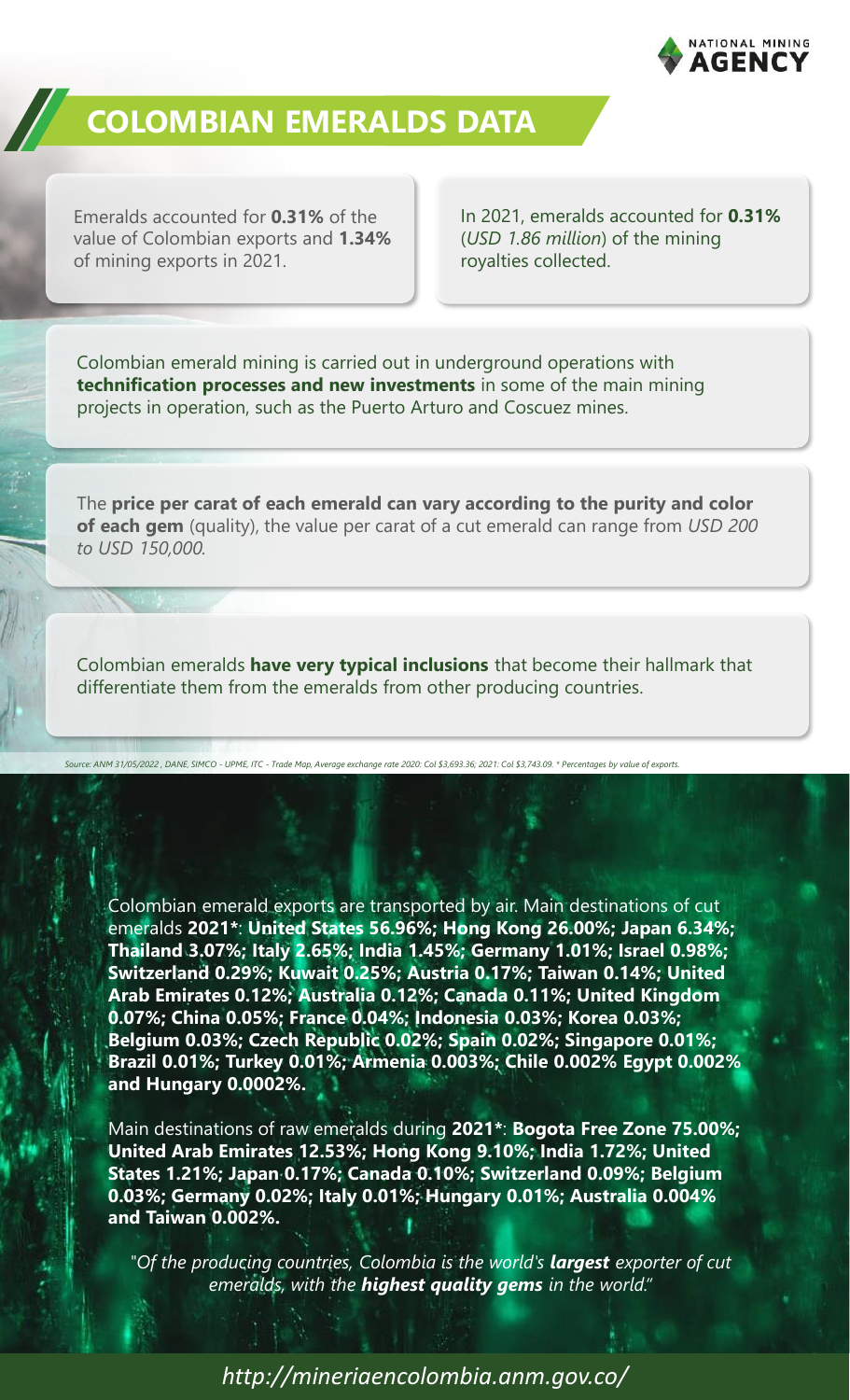NATIONAL MINING **AGENCY**

# COLOMBIAN EMERALDS DATA

Emeralds accounted for **0.31%** of the value of Colombian exports and **1.34%** of mining exports in 2021.

In 2021, emeralds accounted for **0.31%** (*USD 1.86 million*) of the mining royalties collected.

Colombian emerald mining is carried out in underground operations with **technification processes and new investments** in some of the main mining projects in operation, such as the Puerto Arturo and Coscuez mines.

The **price per carat of each emerald can vary according to the purity and color of each gem** (quality), the value per carat of a cut emerald can range from *USD 200 to USD 150,000.*

Colombian emeralds **have very typical inclusions** that become their hallmark that differentiate them from the emeralds from other producing countries.

*Source: ANM 31/05/2022 , DANE, SIMCO - UPME, ITC - Trade Map, Average exchange rate 2020: Col $3,693.36; 2021: Col $3,743.09. * Percentages by value of exports.*

Colombian emerald exports are transported by air. Main destinations of cut emeralds **2021***: **United States 56.96%; Hong Kong 26.00%; Japan 6.34%; Thailand 3.07%; Italy 2.65%; India 1.45%; Germany 1.01%; Israel 0.98%; Switzerland 0.29%; Kuwait 0.25%; Austria 0.17%; Taiwan 0.14%; United Arab Emirates 0.12%; Australia 0.12%; Canada 0.11%; United Kingdom 0.07%; China 0.05%; France 0.04%; Indonesia 0.03%; Korea 0.03%; Belgium 0.03%; Czech Republic 0.02%; Spain 0.02%; Singapore 0.01%; Brazil 0.01%; Turkey 0.01%; Armenia 0.003%; Chile 0.002% Egypt 0.002% and Hungary 0.0002%.**

Main destinations of raw emeralds during **2021***: **Bogota Free Zone 75.00%; United Arab Emirates 12.53%; Hong Kong 9.10%; India 1.72%; United States 1.21%; Japan 0.17%; Canada 0.10%; Switzerland 0.09%; Belgium 0.03%; Germany 0.02%; Italy 0.01%; Hungary 0.01%; Australia 0.004% and Taiwan 0.002%.**

*"Of the producing countries, Colombia is the world's **largest** exporter of cut emeralds, with the **highest quality gems** in the world."*

*http://mineriaencolombia.anm.gov.co/*